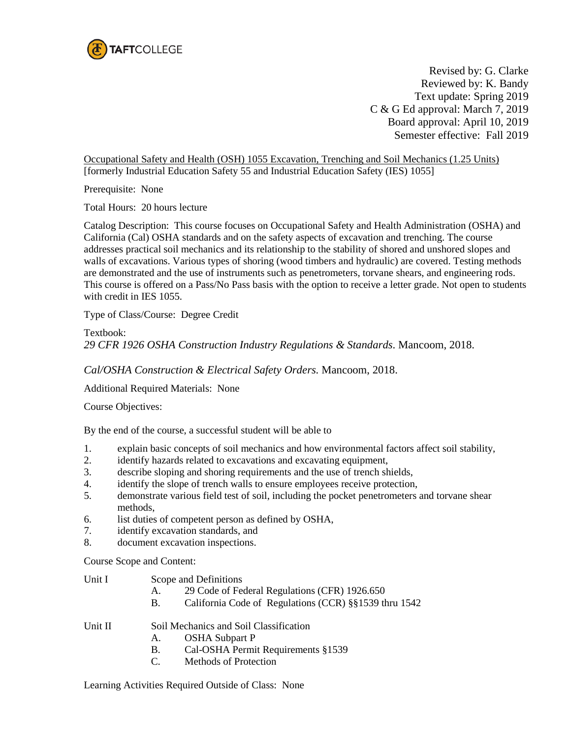TAFTCOLLEGE

Revised by: G. Clarke
Reviewed by: K. Bandy
Text update: Spring 2019
C & G Ed approval: March 7, 2019
Board approval: April 10, 2019
Semester effective: Fall 2019

Occupational Safety and Health (OSH) 1055 Excavation, Trenching and Soil Mechanics (1.25 Units)
[formerly Industrial Education Safety 55 and Industrial Education Safety (IES) 1055]

Prerequisite: None

Total Hours: 20 hours lecture

Catalog Description: This course focuses on Occupational Safety and Health Administration (OSHA) and California (Cal) OSHA standards and on the safety aspects of excavation and trenching. The course addresses practical soil mechanics and its relationship to the stability of shored and unshored slopes and walls of excavations. Various types of shoring (wood timbers and hydraulic) are covered. Testing methods are demonstrated and the use of instruments such as penetrometers, torvane shears, and engineering rods. This course is offered on a Pass/No Pass basis with the option to receive a letter grade. Not open to students with credit in IES 1055.

Type of Class/Course: Degree Credit

Textbook:
*29 CFR 1926 OSHA Construction Industry Regulations & Standards*. Mancoom, 2018.

*Cal/OSHA Construction & Electrical Safety Orders.* Mancoom, 2018.

Additional Required Materials: None

Course Objectives:

By the end of the course, a successful student will be able to

1. explain basic concepts of soil mechanics and how environmental factors affect soil stability,
2. identify hazards related to excavations and excavating equipment,
3. describe sloping and shoring requirements and the use of trench shields,
4. identify the slope of trench walls to ensure employees receive protection,
5. demonstrate various field test of soil, including the pocket penetrometers and torvane shear methods,
6. list duties of competent person as defined by OSHA,
7. identify excavation standards, and
8. document excavation inspections.

Course Scope and Content:

Unit I — Scope and Definitions
- A. 29 Code of Federal Regulations (CFR) 1926.650
- B. California Code of Regulations (CCR) §§1539 thru 1542

Unit II — Soil Mechanics and Soil Classification
- A. OSHA Subpart P
- B. Cal-OSHA Permit Requirements §1539
- C. Methods of Protection

Learning Activities Required Outside of Class: None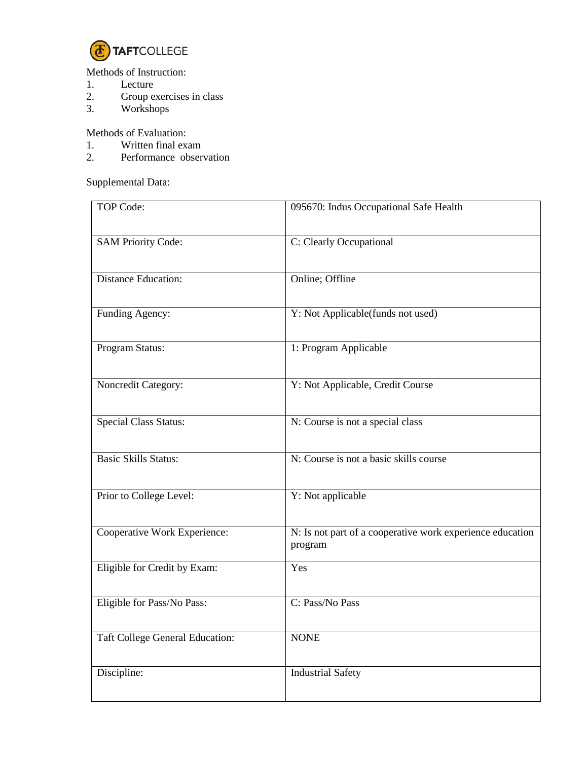Methods of Instruction:
1. Lecture
2. Group exercises in class
3. Workshops

Methods of Evaluation:
1. Written final exam
2. Performance observation

Supplemental Data:

| | |
|---|---|
| TOP Code: | 095670: Indus Occupational Safe Health |
| SAM Priority Code: | C: Clearly Occupational |
| Distance Education: | Online; Offline |
| Funding Agency: | Y: Not Applicable(funds not used) |
| Program Status: | 1: Program Applicable |
| Noncredit Category: | Y: Not Applicable, Credit Course |
| Special Class Status: | N: Course is not a special class |
| Basic Skills Status: | N: Course is not a basic skills course |
| Prior to College Level: | Y: Not applicable |
| Cooperative Work Experience: | N: Is not part of a cooperative work experience education program |
| Eligible for Credit by Exam: | Yes |
| Eligible for Pass/No Pass: | C: Pass/No Pass |
| Taft College General Education: | NONE |
| Discipline: | Industrial Safety |